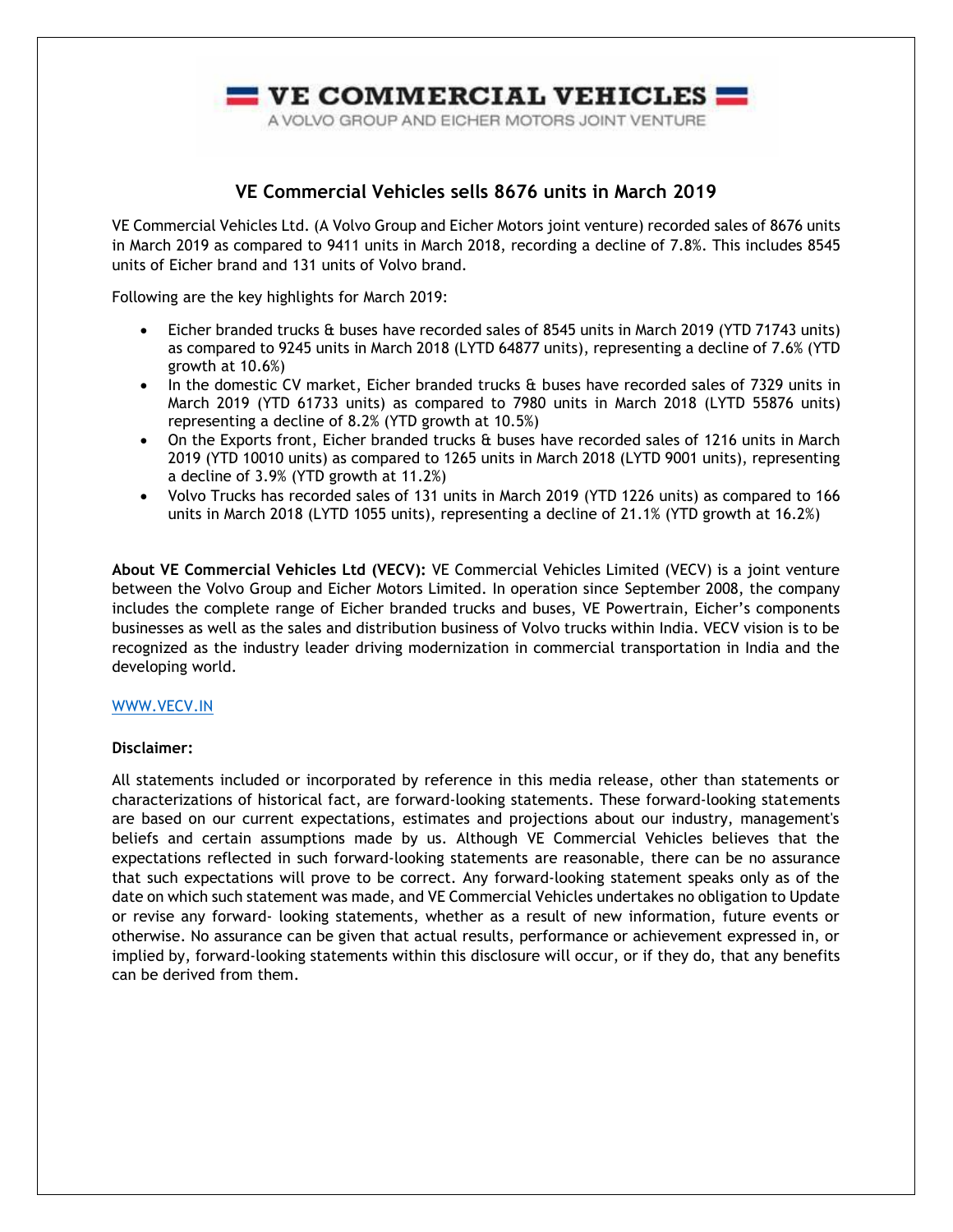**VE COMMERCIAL VEHICLES**

A VOLVO GROUP AND EICHER MOTORS JOINT VENTURE

## VE Commercial Vehicles sells 8676 units in March 2019

VE Commercial Vehicles Ltd. (A Volvo Group and Eicher Motors joint venture) recorded sales of 8676 units in March 2019 as compared to 9411 units in March 2018, recording a decline of 7.8%. This includes 8545 units of Eicher brand and 131 units of Volvo brand.

Following are the key highlights for March 2019:

- Eicher branded trucks & buses have recorded sales of 8545 units in March 2019 (YTD 71743 units) as compared to 9245 units in March 2018 (LYTD 64877 units), representing a decline of 7.6% (YTD growth at 10.6%)
- In the domestic CV market, Eicher branded trucks & buses have recorded sales of 7329 units in March 2019 (YTD 61733 units) as compared to 7980 units in March 2018 (LYTD 55876 units) representing a decline of 8.2% (YTD growth at 10.5%)
- On the Exports front, Eicher branded trucks & buses have recorded sales of 1216 units in March 2019 (YTD 10010 units) as compared to 1265 units in March 2018 (LYTD 9001 units), representing a decline of 3.9% (YTD growth at 11.2%)
- Volvo Trucks has recorded sales of 131 units in March 2019 (YTD 1226 units) as compared to 166 units in March 2018 (LYTD 1055 units), representing a decline of 21.1% (YTD growth at 16.2%)

**About VE Commercial Vehicles Ltd (VECV):** VE Commercial Vehicles Limited (VECV) is a joint venture between the Volvo Group and Eicher Motors Limited. In operation since September 2008, the company includes the complete range of Eicher branded trucks and buses, VE Powertrain, Eicher's components businesses as well as the sales and distribution business of Volvo trucks within India. VECV vision is to be recognized as the industry leader driving modernization in commercial transportation in India and the developing world.

WWW.VECV.IN

**Disclaimer:**

All statements included or incorporated by reference in this media release, other than statements or characterizations of historical fact, are forward-looking statements. These forward-looking statements are based on our current expectations, estimates and projections about our industry, management's beliefs and certain assumptions made by us. Although VE Commercial Vehicles believes that the expectations reflected in such forward-looking statements are reasonable, there can be no assurance that such expectations will prove to be correct. Any forward-looking statement speaks only as of the date on which such statement was made, and VE Commercial Vehicles undertakes no obligation to Update or revise any forward- looking statements, whether as a result of new information, future events or otherwise. No assurance can be given that actual results, performance or achievement expressed in, or implied by, forward-looking statements within this disclosure will occur, or if they do, that any benefits can be derived from them.